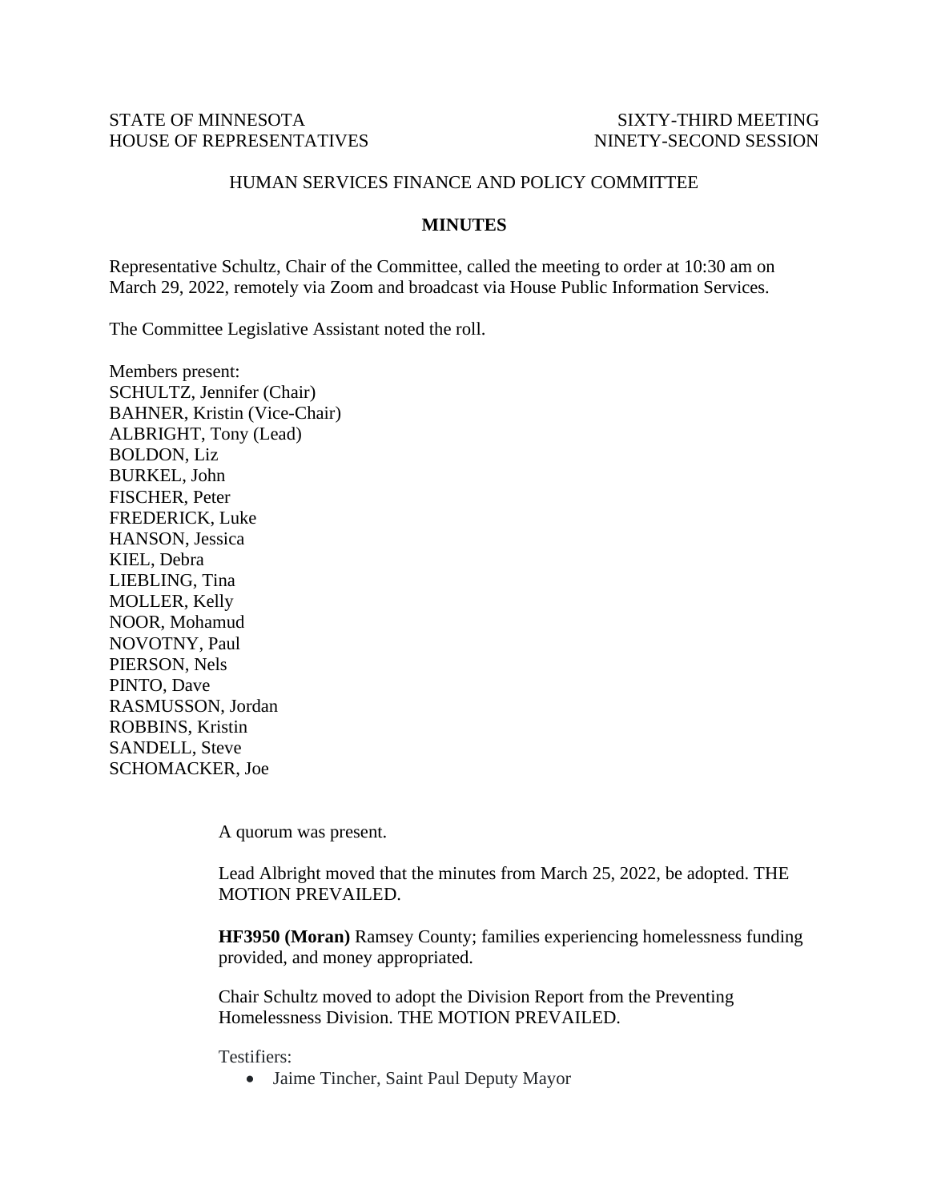STATE OF MINNESOTA
HOUSE OF REPRESENTATIVES

SIXTY-THIRD MEETING
NINETY-SECOND SESSION

HUMAN SERVICES FINANCE AND POLICY COMMITTEE

**MINUTES**

Representative Schultz, Chair of the Committee, called the meeting to order at 10:30 am on March 29, 2022, remotely via Zoom and broadcast via House Public Information Services.

The Committee Legislative Assistant noted the roll.

Members present:
SCHULTZ, Jennifer (Chair)
BAHNER, Kristin (Vice-Chair)
ALBRIGHT, Tony (Lead)
BOLDON, Liz
BURKEL, John
FISCHER, Peter
FREDERICK, Luke
HANSON, Jessica
KIEL, Debra
LIEBLING, Tina
MOLLER, Kelly
NOOR, Mohamud
NOVOTNY, Paul
PIERSON, Nels
PINTO, Dave
RASMUSSON, Jordan
ROBBINS, Kristin
SANDELL, Steve
SCHOMACKER, Joe

A quorum was present.

Lead Albright moved that the minutes from March 25, 2022, be adopted. THE MOTION PREVAILED.

**HF3950 (Moran)** Ramsey County; families experiencing homelessness funding provided, and money appropriated.

Chair Schultz moved to adopt the Division Report from the Preventing Homelessness Division. THE MOTION PREVAILED.

Testifiers:

- Jaime Tincher, Saint Paul Deputy Mayor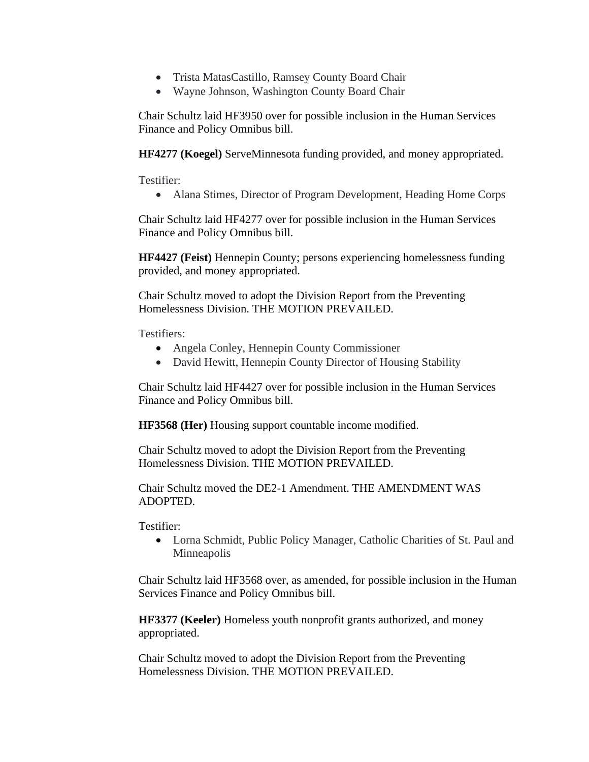- Trista MatasCastillo, Ramsey County Board Chair
- Wayne Johnson, Washington County Board Chair

Chair Schultz laid HF3950 over for possible inclusion in the Human Services Finance and Policy Omnibus bill.

**HF4277 (Koegel)** ServeMinnesota funding provided, and money appropriated.

Testifier:

- Alana Stimes, Director of Program Development, Heading Home Corps

Chair Schultz laid HF4277 over for possible inclusion in the Human Services Finance and Policy Omnibus bill.

**HF4427 (Feist)** Hennepin County; persons experiencing homelessness funding provided, and money appropriated.

Chair Schultz moved to adopt the Division Report from the Preventing Homelessness Division. THE MOTION PREVAILED.

Testifiers:

- Angela Conley, Hennepin County Commissioner
- David Hewitt, Hennepin County Director of Housing Stability

Chair Schultz laid HF4427 over for possible inclusion in the Human Services Finance and Policy Omnibus bill.

**HF3568 (Her)** Housing support countable income modified.

Chair Schultz moved to adopt the Division Report from the Preventing Homelessness Division. THE MOTION PREVAILED.

Chair Schultz moved the DE2-1 Amendment. THE AMENDMENT WAS ADOPTED.

Testifier:

- Lorna Schmidt, Public Policy Manager, Catholic Charities of St. Paul and Minneapolis

Chair Schultz laid HF3568 over, as amended, for possible inclusion in the Human Services Finance and Policy Omnibus bill.

**HF3377 (Keeler)** Homeless youth nonprofit grants authorized, and money appropriated.

Chair Schultz moved to adopt the Division Report from the Preventing Homelessness Division. THE MOTION PREVAILED.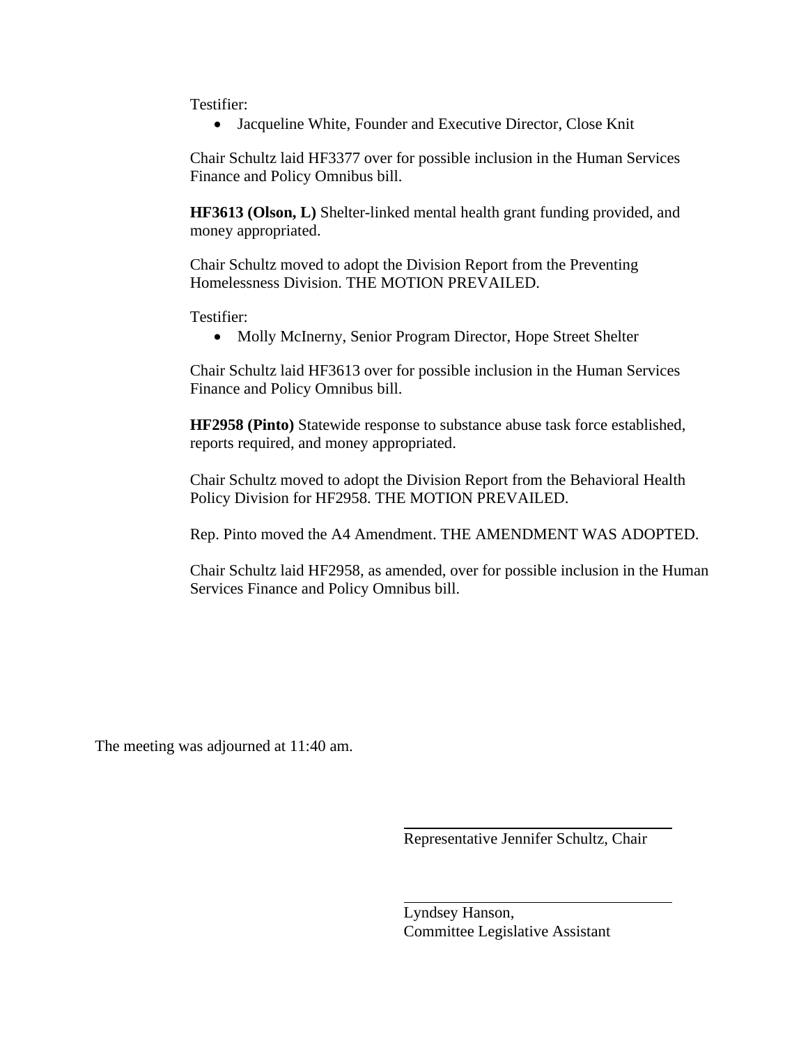Testifier:

- Jacqueline White, Founder and Executive Director, Close Knit

Chair Schultz laid HF3377 over for possible inclusion in the Human Services Finance and Policy Omnibus bill.

**HF3613 (Olson, L)** Shelter-linked mental health grant funding provided, and money appropriated.

Chair Schultz moved to adopt the Division Report from the Preventing Homelessness Division. THE MOTION PREVAILED.

Testifier:

- Molly McInerny, Senior Program Director, Hope Street Shelter

Chair Schultz laid HF3613 over for possible inclusion in the Human Services Finance and Policy Omnibus bill.

**HF2958 (Pinto)** Statewide response to substance abuse task force established, reports required, and money appropriated.

Chair Schultz moved to adopt the Division Report from the Behavioral Health Policy Division for HF2958. THE MOTION PREVAILED.

Rep. Pinto moved the A4 Amendment. THE AMENDMENT WAS ADOPTED.

Chair Schultz laid HF2958, as amended, over for possible inclusion in the Human Services Finance and Policy Omnibus bill.

The meeting was adjourned at 11:40 am.

Representative Jennifer Schultz, Chair

Lyndsey Hanson,
Committee Legislative Assistant